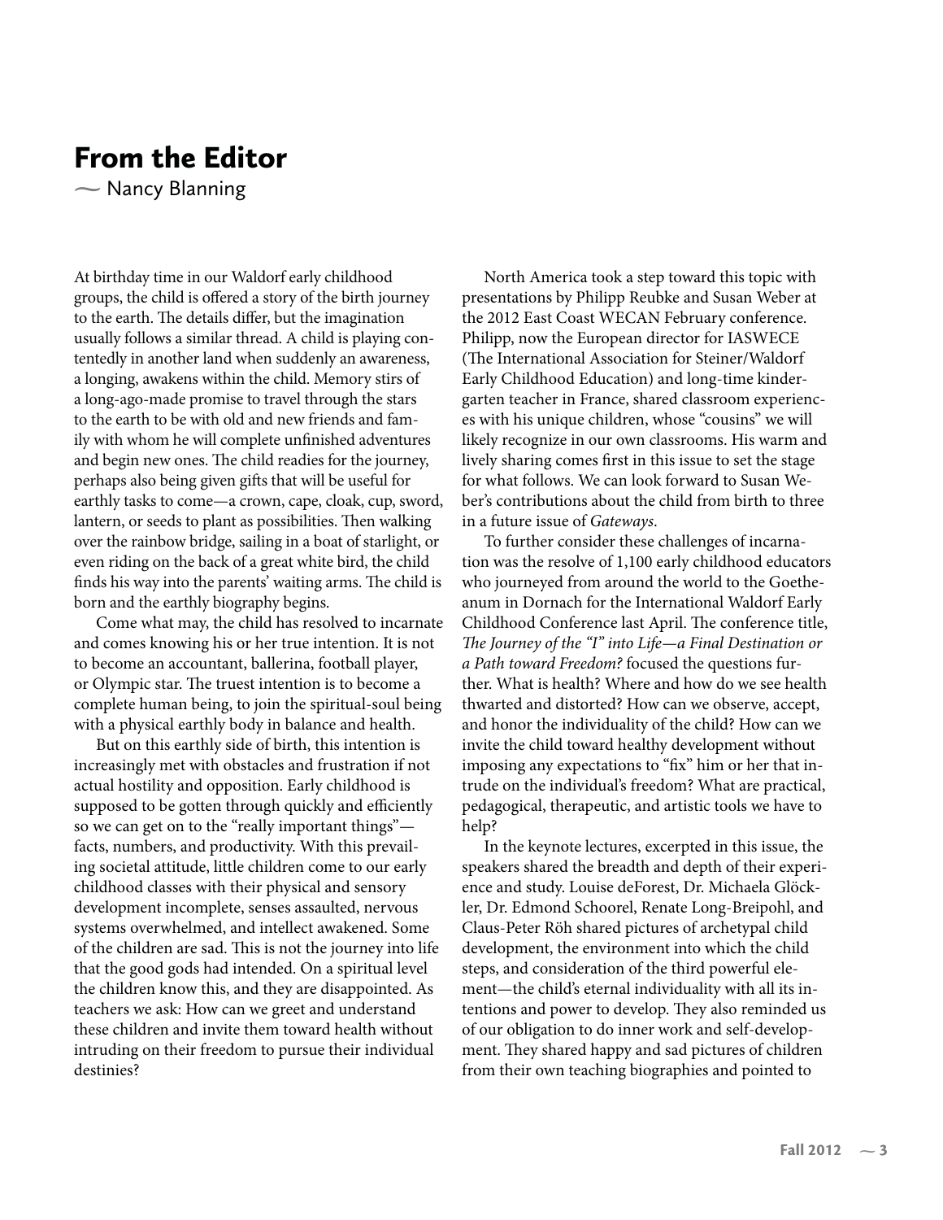# From the Editor

~ Nancy Blanning

At birthday time in our Waldorf early childhood groups, the child is offered a story of the birth journey to the earth. The details differ, but the imagination usually follows a similar thread. A child is playing contentedly in another land when suddenly an awareness, a longing, awakens within the child. Memory stirs of a long-ago-made promise to travel through the stars to the earth to be with old and new friends and family with whom he will complete unfinished adventures and begin new ones. The child readies for the journey, perhaps also being given gifts that will be useful for earthly tasks to come—a crown, cape, cloak, cup, sword, lantern, or seeds to plant as possibilities. Then walking over the rainbow bridge, sailing in a boat of starlight, or even riding on the back of a great white bird, the child finds his way into the parents' waiting arms. The child is born and the earthly biography begins.

Come what may, the child has resolved to incarnate and comes knowing his or her true intention. It is not to become an accountant, ballerina, football player, or Olympic star. The truest intention is to become a complete human being, to join the spiritual-soul being with a physical earthly body in balance and health.

But on this earthly side of birth, this intention is increasingly met with obstacles and frustration if not actual hostility and opposition. Early childhood is supposed to be gotten through quickly and efficiently so we can get on to the "really important things"—facts, numbers, and productivity. With this prevailing societal attitude, little children come to our early childhood classes with their physical and sensory development incomplete, senses assaulted, nervous systems overwhelmed, and intellect awakened. Some of the children are sad. This is not the journey into life that the good gods had intended. On a spiritual level the children know this, and they are disappointed. As teachers we ask: How can we greet and understand these children and invite them toward health without intruding on their freedom to pursue their individual destinies?

North America took a step toward this topic with presentations by Philipp Reubke and Susan Weber at the 2012 East Coast WECAN February conference. Philipp, now the European director for IASWECE (The International Association for Steiner/Waldorf Early Childhood Education) and long-time kindergarten teacher in France, shared classroom experiences with his unique children, whose "cousins" we will likely recognize in our own classrooms. His warm and lively sharing comes first in this issue to set the stage for what follows. We can look forward to Susan Weber's contributions about the child from birth to three in a future issue of *Gateways*.

To further consider these challenges of incarnation was the resolve of 1,100 early childhood educators who journeyed from around the world to the Goetheanum in Dornach for the International Waldorf Early Childhood Conference last April. The conference title, *The Journey of the "I" into Life—a Final Destination or a Path toward Freedom?* focused the questions further. What is health? Where and how do we see health thwarted and distorted? How can we observe, accept, and honor the individuality of the child? How can we invite the child toward healthy development without imposing any expectations to "fix" him or her that intrude on the individual's freedom? What are practical, pedagogical, therapeutic, and artistic tools we have to help?

In the keynote lectures, excerpted in this issue, the speakers shared the breadth and depth of their experience and study. Louise deForest, Dr. Michaela Glöckler, Dr. Edmond Schoorel, Renate Long-Breipohl, and Claus-Peter Röh shared pictures of archetypal child development, the environment into which the child steps, and consideration of the third powerful element—the child's eternal individuality with all its intentions and power to develop. They also reminded us of our obligation to do inner work and self-development. They shared happy and sad pictures of children from their own teaching biographies and pointed to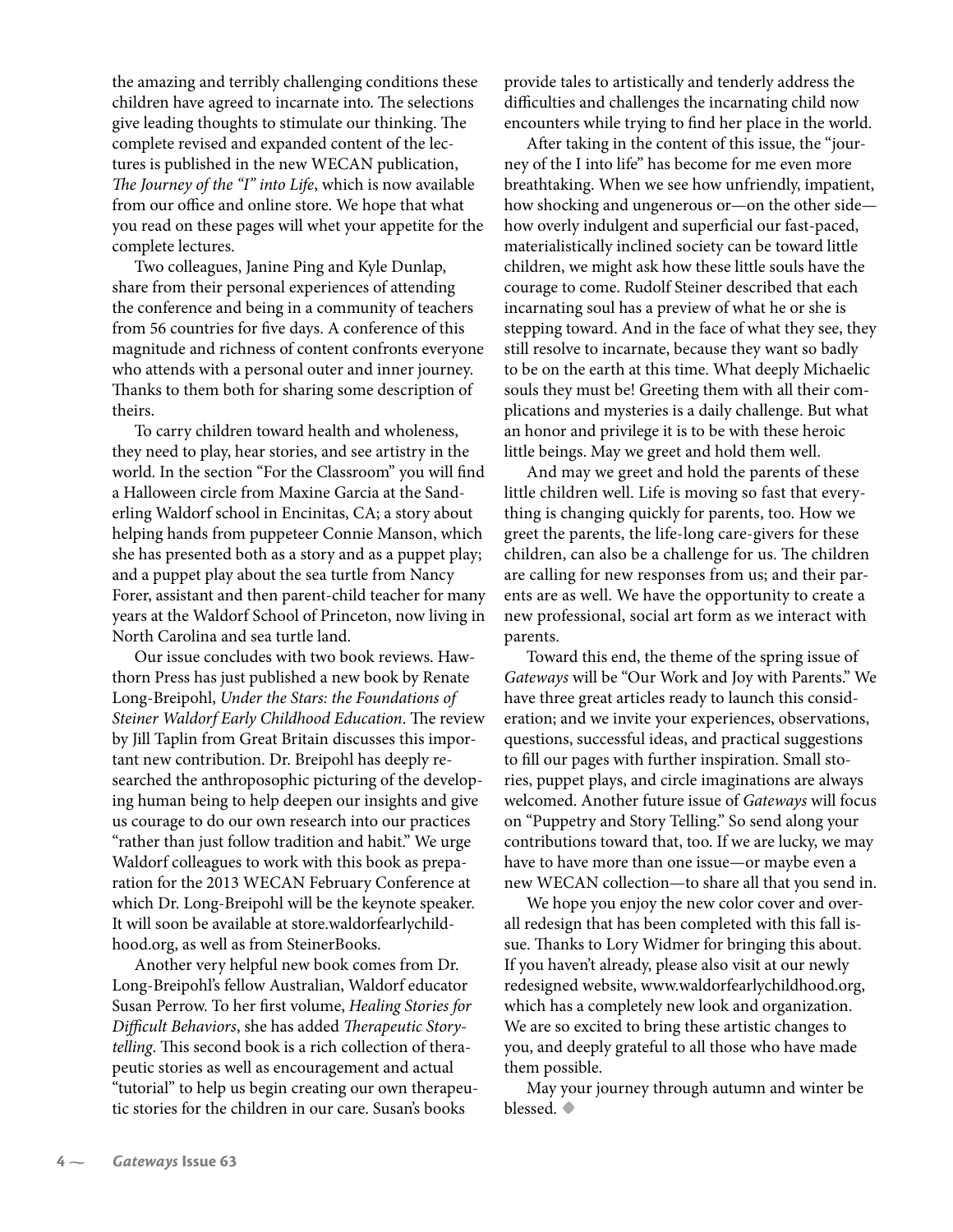the amazing and terribly challenging conditions these children have agreed to incarnate into. The selections give leading thoughts to stimulate our thinking. The complete revised and expanded content of the lectures is published in the new WECAN publication, *The Journey of the "I" into Life*, which is now available from our office and online store. We hope that what you read on these pages will whet your appetite for the complete lectures.

Two colleagues, Janine Ping and Kyle Dunlap, share from their personal experiences of attending the conference and being in a community of teachers from 56 countries for five days. A conference of this magnitude and richness of content confronts everyone who attends with a personal outer and inner journey. Thanks to them both for sharing some description of theirs.

To carry children toward health and wholeness, they need to play, hear stories, and see artistry in the world. In the section "For the Classroom" you will find a Halloween circle from Maxine Garcia at the Sanderling Waldorf school in Encinitas, CA; a story about helping hands from puppeteer Connie Manson, which she has presented both as a story and as a puppet play; and a puppet play about the sea turtle from Nancy Forer, assistant and then parent-child teacher for many years at the Waldorf School of Princeton, now living in North Carolina and sea turtle land.

Our issue concludes with two book reviews. Hawthorn Press has just published a new book by Renate Long-Breipohl, *Under the Stars: the Foundations of Steiner Waldorf Early Childhood Education*. The review by Jill Taplin from Great Britain discusses this important new contribution. Dr. Breipohl has deeply researched the anthroposophic picturing of the developing human being to help deepen our insights and give us courage to do our own research into our practices "rather than just follow tradition and habit." We urge Waldorf colleagues to work with this book as preparation for the 2013 WECAN February Conference at which Dr. Long-Breipohl will be the keynote speaker. It will soon be available at store.waldorfearlychildhood.org, as well as from SteinerBooks.

Another very helpful new book comes from Dr. Long-Breipohl's fellow Australian, Waldorf educator Susan Perrow. To her first volume, *Healing Stories for Difficult Behaviors*, she has added *Therapeutic Storytelling*. This second book is a rich collection of therapeutic stories as well as encouragement and actual "tutorial" to help us begin creating our own therapeutic stories for the children in our care. Susan's books provide tales to artistically and tenderly address the difficulties and challenges the incarnating child now encounters while trying to find her place in the world.

After taking in the content of this issue, the "journey of the I into life" has become for me even more breathtaking. When we see how unfriendly, impatient, how shocking and ungenerous or—on the other side—how overly indulgent and superficial our fast-paced, materialistically inclined society can be toward little children, we might ask how these little souls have the courage to come. Rudolf Steiner described that each incarnating soul has a preview of what he or she is stepping toward. And in the face of what they see, they still resolve to incarnate, because they want so badly to be on the earth at this time. What deeply Michaelic souls they must be! Greeting them with all their complications and mysteries is a daily challenge. But what an honor and privilege it is to be with these heroic little beings. May we greet and hold them well.

And may we greet and hold the parents of these little children well. Life is moving so fast that everything is changing quickly for parents, too. How we greet the parents, the life-long care-givers for these children, can also be a challenge for us. The children are calling for new responses from us; and their parents are as well. We have the opportunity to create a new professional, social art form as we interact with parents.

Toward this end, the theme of the spring issue of *Gateways* will be "Our Work and Joy with Parents." We have three great articles ready to launch this consideration; and we invite your experiences, observations, questions, successful ideas, and practical suggestions to fill our pages with further inspiration. Small stories, puppet plays, and circle imaginations are always welcomed. Another future issue of *Gateways* will focus on "Puppetry and Story Telling." So send along your contributions toward that, too. If we are lucky, we may have to have more than one issue—or maybe even a new WECAN collection—to share all that you send in.

We hope you enjoy the new color cover and overall redesign that has been completed with this fall issue. Thanks to Lory Widmer for bringing this about. If you haven't already, please also visit at our newly redesigned website, www.waldorfearlychildhood.org, which has a completely new look and organization. We are so excited to bring these artistic changes to you, and deeply grateful to all those who have made them possible.

May your journey through autumn and winter be blessed. ◆